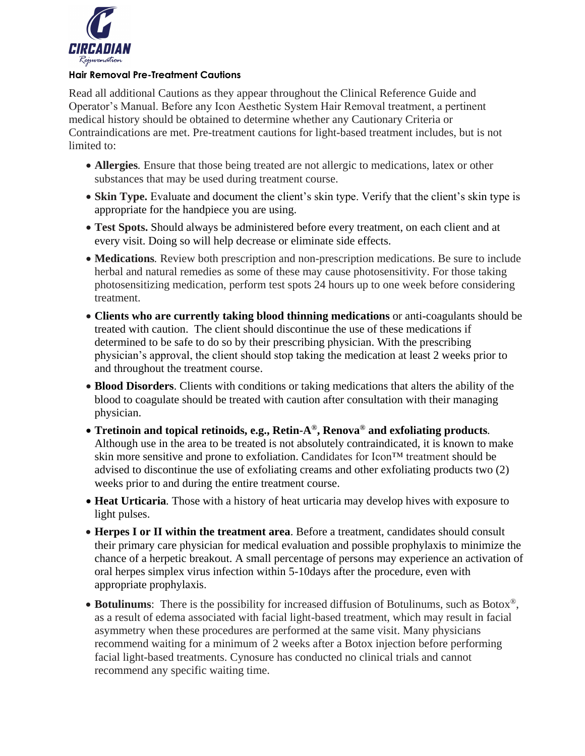## Hair Removal Pre-Treatment Cautions

Read all additional Cautions as they appear throughout the Clinical Reference Guide and Operator's Manual. Before any Icon Aesthetic System Hair Removal treatment, a pertinent medical history should be obtained to determine whether any Cautionary Criteria or Contraindications are met. Pre-treatment cautions for light-based treatment includes, but is not limited to:

- **Allergies**. Ensure that those being treated are not allergic to medications, latex or other substances that may be used during treatment course.
- **Skin Type.** Evaluate and document the client's skin type. Verify that the client's skin type is appropriate for the handpiece you are using.
- **Test Spots.** Should always be administered before every treatment, on each client and at every visit. Doing so will help decrease or eliminate side effects.
- **Medications**. Review both prescription and non-prescription medications. Be sure to include herbal and natural remedies as some of these may cause photosensitivity. For those taking photosensitizing medication, perform test spots 24 hours up to one week before considering treatment.
- **Clients who are currently taking blood thinning medications** or anti-coagulants should be treated with caution. The client should discontinue the use of these medications if determined to be safe to do so by their prescribing physician. With the prescribing physician's approval, the client should stop taking the medication at least 2 weeks prior to and throughout the treatment course.
- **Blood Disorders**. Clients with conditions or taking medications that alters the ability of the blood to coagulate should be treated with caution after consultation with their managing physician.
- **Tretinoin and topical retinoids, e.g., Retin-A®, Renova® and exfoliating products**. Although use in the area to be treated is not absolutely contraindicated, it is known to make skin more sensitive and prone to exfoliation. Candidates for Icon™ treatment should be advised to discontinue the use of exfoliating creams and other exfoliating products two (2) weeks prior to and during the entire treatment course.
- **Heat Urticaria**. Those with a history of heat urticaria may develop hives with exposure to light pulses.
- **Herpes I or II within the treatment area**. Before a treatment, candidates should consult their primary care physician for medical evaluation and possible prophylaxis to minimize the chance of a herpetic breakout. A small percentage of persons may experience an activation of oral herpes simplex virus infection within 5-10days after the procedure, even with appropriate prophylaxis.
- **Botulinums**: There is the possibility for increased diffusion of Botulinums, such as Botox®, as a result of edema associated with facial light-based treatment, which may result in facial asymmetry when these procedures are performed at the same visit. Many physicians recommend waiting for a minimum of 2 weeks after a Botox injection before performing facial light-based treatments. Cynosure has conducted no clinical trials and cannot recommend any specific waiting time.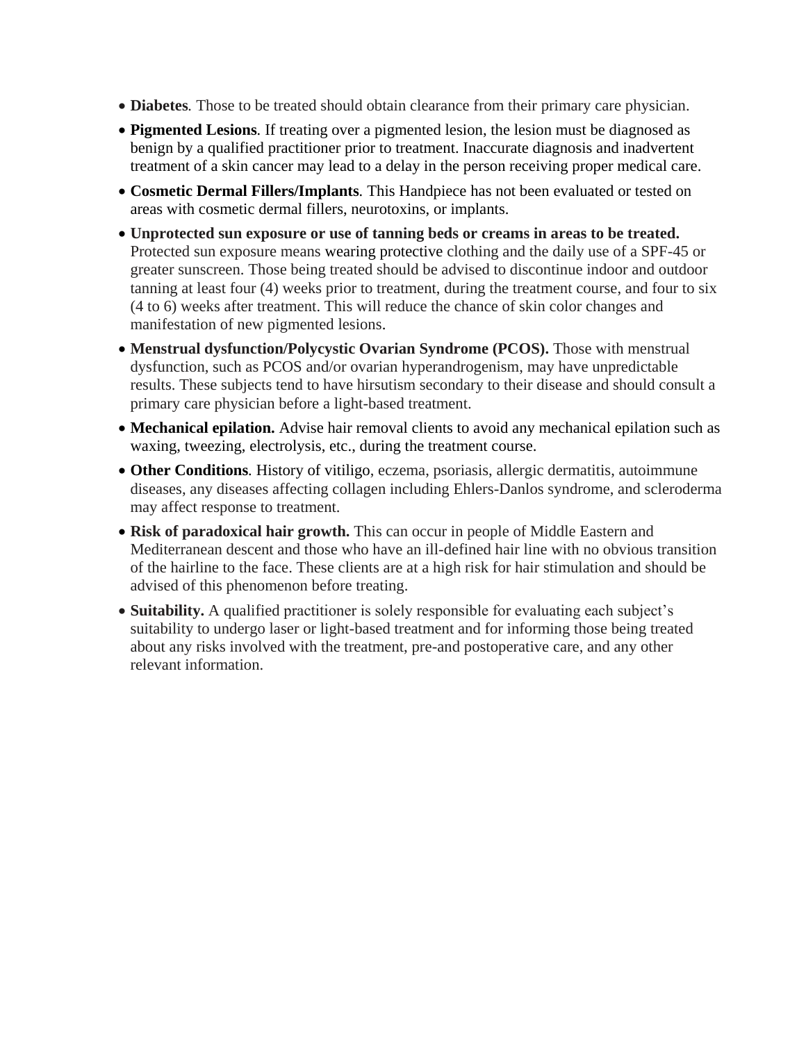- **Diabetes**. Those to be treated should obtain clearance from their primary care physician.
- **Pigmented Lesions**. If treating over a pigmented lesion, the lesion must be diagnosed as benign by a qualified practitioner prior to treatment. Inaccurate diagnosis and inadvertent treatment of a skin cancer may lead to a delay in the person receiving proper medical care.
- **Cosmetic Dermal Fillers/Implants**. This Handpiece has not been evaluated or tested on areas with cosmetic dermal fillers, neurotoxins, or implants.
- **Unprotected sun exposure or use of tanning beds or creams in areas to be treated.** Protected sun exposure means wearing protective clothing and the daily use of a SPF-45 or greater sunscreen. Those being treated should be advised to discontinue indoor and outdoor tanning at least four (4) weeks prior to treatment, during the treatment course, and four to six (4 to 6) weeks after treatment. This will reduce the chance of skin color changes and manifestation of new pigmented lesions.
- **Menstrual dysfunction/Polycystic Ovarian Syndrome (PCOS).** Those with menstrual dysfunction, such as PCOS and/or ovarian hyperandrogenism, may have unpredictable results. These subjects tend to have hirsutism secondary to their disease and should consult a primary care physician before a light-based treatment.
- **Mechanical epilation.** Advise hair removal clients to avoid any mechanical epilation such as waxing, tweezing, electrolysis, etc., during the treatment course.
- **Other Conditions**. History of vitiligo, eczema, psoriasis, allergic dermatitis, autoimmune diseases, any diseases affecting collagen including Ehlers-Danlos syndrome, and scleroderma may affect response to treatment.
- **Risk of paradoxical hair growth.** This can occur in people of Middle Eastern and Mediterranean descent and those who have an ill-defined hair line with no obvious transition of the hairline to the face. These clients are at a high risk for hair stimulation and should be advised of this phenomenon before treating.
- **Suitability.** A qualified practitioner is solely responsible for evaluating each subject's suitability to undergo laser or light-based treatment and for informing those being treated about any risks involved with the treatment, pre-and postoperative care, and any other relevant information.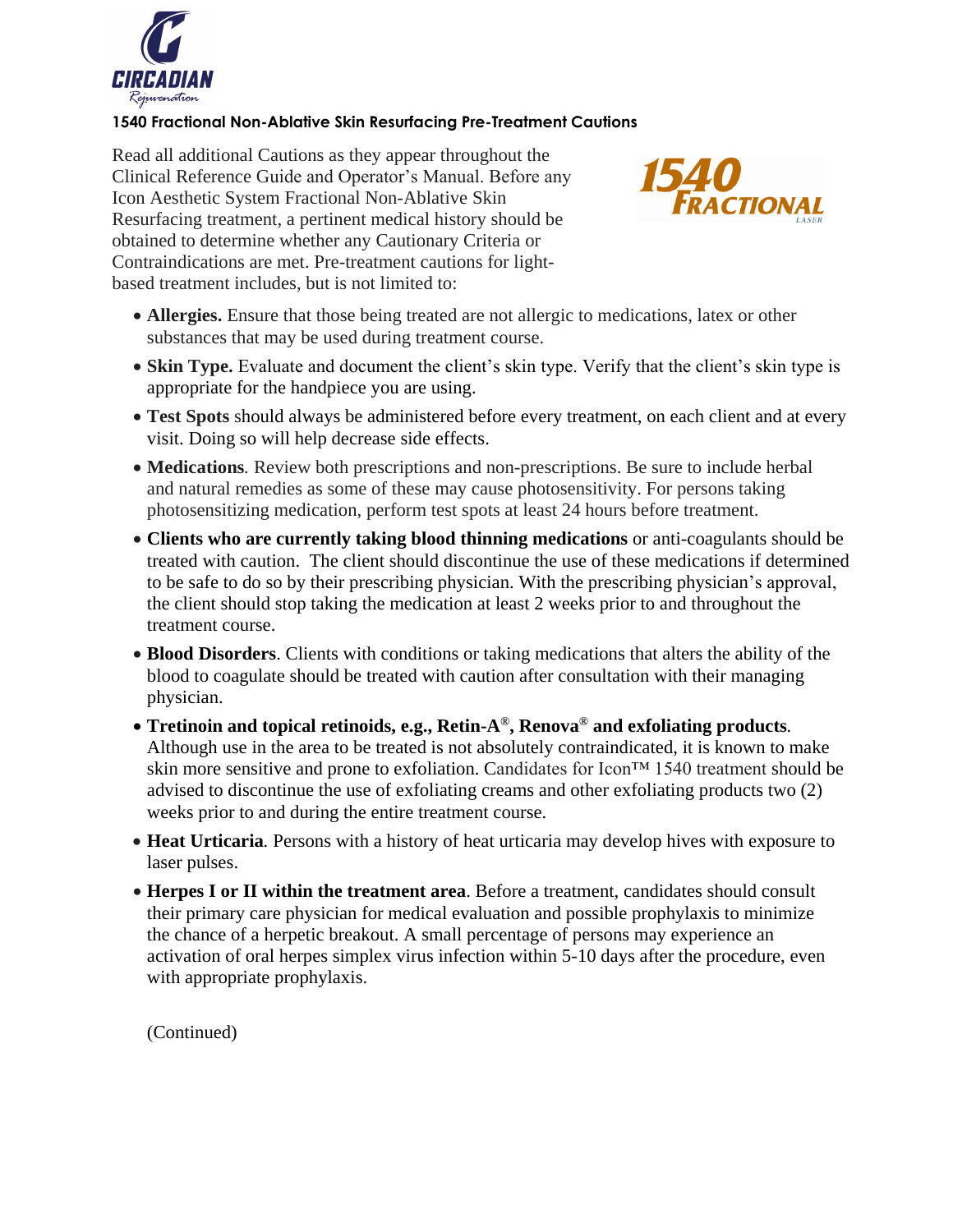### 1540 Fractional Non-Ablative Skin Resurfacing Pre-Treatment Cautions

Read all additional Cautions as they appear throughout the Clinical Reference Guide and Operator's Manual. Before any Icon Aesthetic System Fractional Non-Ablative Skin Resurfacing treatment, a pertinent medical history should be obtained to determine whether any Cautionary Criteria or Contraindications are met. Pre-treatment cautions for light-based treatment includes, but is not limited to:

- **Allergies.** Ensure that those being treated are not allergic to medications, latex or other substances that may be used during treatment course.
- **Skin Type.** Evaluate and document the client's skin type. Verify that the client's skin type is appropriate for the handpiece you are using.
- **Test Spots** should always be administered before every treatment, on each client and at every visit. Doing so will help decrease side effects.
- **Medications**. Review both prescriptions and non-prescriptions. Be sure to include herbal and natural remedies as some of these may cause photosensitivity. For persons taking photosensitizing medication, perform test spots at least 24 hours before treatment.
- **Clients who are currently taking blood thinning medications** or anti-coagulants should be treated with caution. The client should discontinue the use of these medications if determined to be safe to do so by their prescribing physician. With the prescribing physician's approval, the client should stop taking the medication at least 2 weeks prior to and throughout the treatment course.
- **Blood Disorders**. Clients with conditions or taking medications that alters the ability of the blood to coagulate should be treated with caution after consultation with their managing physician.
- **Tretinoin and topical retinoids, e.g., Retin-A®, Renova® and exfoliating products**. Although use in the area to be treated is not absolutely contraindicated, it is known to make skin more sensitive and prone to exfoliation. Candidates for Icon™ 1540 treatment should be advised to discontinue the use of exfoliating creams and other exfoliating products two (2) weeks prior to and during the entire treatment course.
- **Heat Urticaria**. Persons with a history of heat urticaria may develop hives with exposure to laser pulses.
- **Herpes I or II within the treatment area**. Before a treatment, candidates should consult their primary care physician for medical evaluation and possible prophylaxis to minimize the chance of a herpetic breakout. A small percentage of persons may experience an activation of oral herpes simplex virus infection within 5-10 days after the procedure, even with appropriate prophylaxis.

(Continued)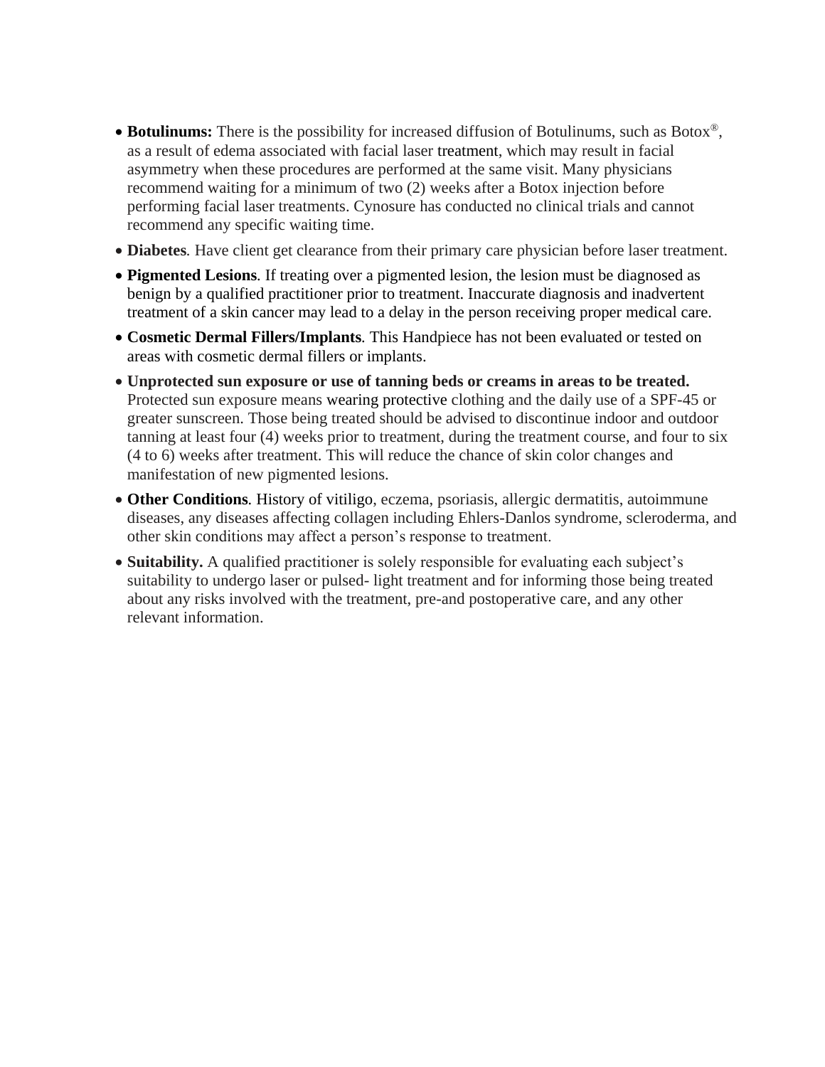- **Botulinums:** There is the possibility for increased diffusion of Botulinums, such as Botox®, as a result of edema associated with facial laser treatment, which may result in facial asymmetry when these procedures are performed at the same visit. Many physicians recommend waiting for a minimum of two (2) weeks after a Botox injection before performing facial laser treatments. Cynosure has conducted no clinical trials and cannot recommend any specific waiting time.
- **Diabetes**. Have client get clearance from their primary care physician before laser treatment.
- **Pigmented Lesions**. If treating over a pigmented lesion, the lesion must be diagnosed as benign by a qualified practitioner prior to treatment. Inaccurate diagnosis and inadvertent treatment of a skin cancer may lead to a delay in the person receiving proper medical care.
- **Cosmetic Dermal Fillers/Implants**. This Handpiece has not been evaluated or tested on areas with cosmetic dermal fillers or implants.
- **Unprotected sun exposure or use of tanning beds or creams in areas to be treated.** Protected sun exposure means wearing protective clothing and the daily use of a SPF-45 or greater sunscreen. Those being treated should be advised to discontinue indoor and outdoor tanning at least four (4) weeks prior to treatment, during the treatment course, and four to six (4 to 6) weeks after treatment. This will reduce the chance of skin color changes and manifestation of new pigmented lesions.
- **Other Conditions**. History of vitiligo, eczema, psoriasis, allergic dermatitis, autoimmune diseases, any diseases affecting collagen including Ehlers-Danlos syndrome, scleroderma, and other skin conditions may affect a person's response to treatment.
- **Suitability.** A qualified practitioner is solely responsible for evaluating each subject's suitability to undergo laser or pulsed- light treatment and for informing those being treated about any risks involved with the treatment, pre-and postoperative care, and any other relevant information.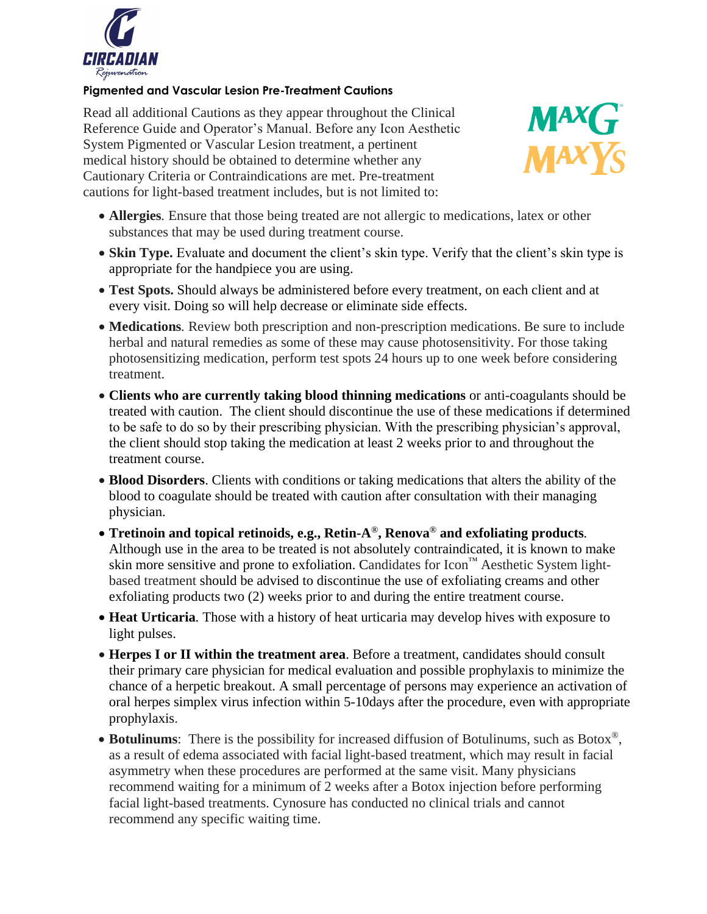## Pigmented and Vascular Lesion Pre-Treatment Cautions

Read all additional Cautions as they appear throughout the Clinical Reference Guide and Operator's Manual. Before any Icon Aesthetic System Pigmented or Vascular Lesion treatment, a pertinent medical history should be obtained to determine whether any Cautionary Criteria or Contraindications are met. Pre-treatment cautions for light-based treatment includes, but is not limited to:

- **Allergies**. Ensure that those being treated are not allergic to medications, latex or other substances that may be used during treatment course.
- **Skin Type.** Evaluate and document the client's skin type. Verify that the client's skin type is appropriate for the handpiece you are using.
- **Test Spots.** Should always be administered before every treatment, on each client and at every visit. Doing so will help decrease or eliminate side effects.
- **Medications**. Review both prescription and non-prescription medications. Be sure to include herbal and natural remedies as some of these may cause photosensitivity. For those taking photosensitizing medication, perform test spots 24 hours up to one week before considering treatment.
- **Clients who are currently taking blood thinning medications** or anti-coagulants should be treated with caution. The client should discontinue the use of these medications if determined to be safe to do so by their prescribing physician. With the prescribing physician's approval, the client should stop taking the medication at least 2 weeks prior to and throughout the treatment course.
- **Blood Disorders**. Clients with conditions or taking medications that alters the ability of the blood to coagulate should be treated with caution after consultation with their managing physician.
- **Tretinoin and topical retinoids, e.g., Retin-A®, Renova® and exfoliating products**. Although use in the area to be treated is not absolutely contraindicated, it is known to make skin more sensitive and prone to exfoliation. Candidates for Icon™ Aesthetic System light-based treatment should be advised to discontinue the use of exfoliating creams and other exfoliating products two (2) weeks prior to and during the entire treatment course.
- **Heat Urticaria**. Those with a history of heat urticaria may develop hives with exposure to light pulses.
- **Herpes I or II within the treatment area**. Before a treatment, candidates should consult their primary care physician for medical evaluation and possible prophylaxis to minimize the chance of a herpetic breakout. A small percentage of persons may experience an activation of oral herpes simplex virus infection within 5-10days after the procedure, even with appropriate prophylaxis.
- **Botulinums**: There is the possibility for increased diffusion of Botulinums, such as Botox®, as a result of edema associated with facial light-based treatment, which may result in facial asymmetry when these procedures are performed at the same visit. Many physicians recommend waiting for a minimum of 2 weeks after a Botox injection before performing facial light-based treatments. Cynosure has conducted no clinical trials and cannot recommend any specific waiting time.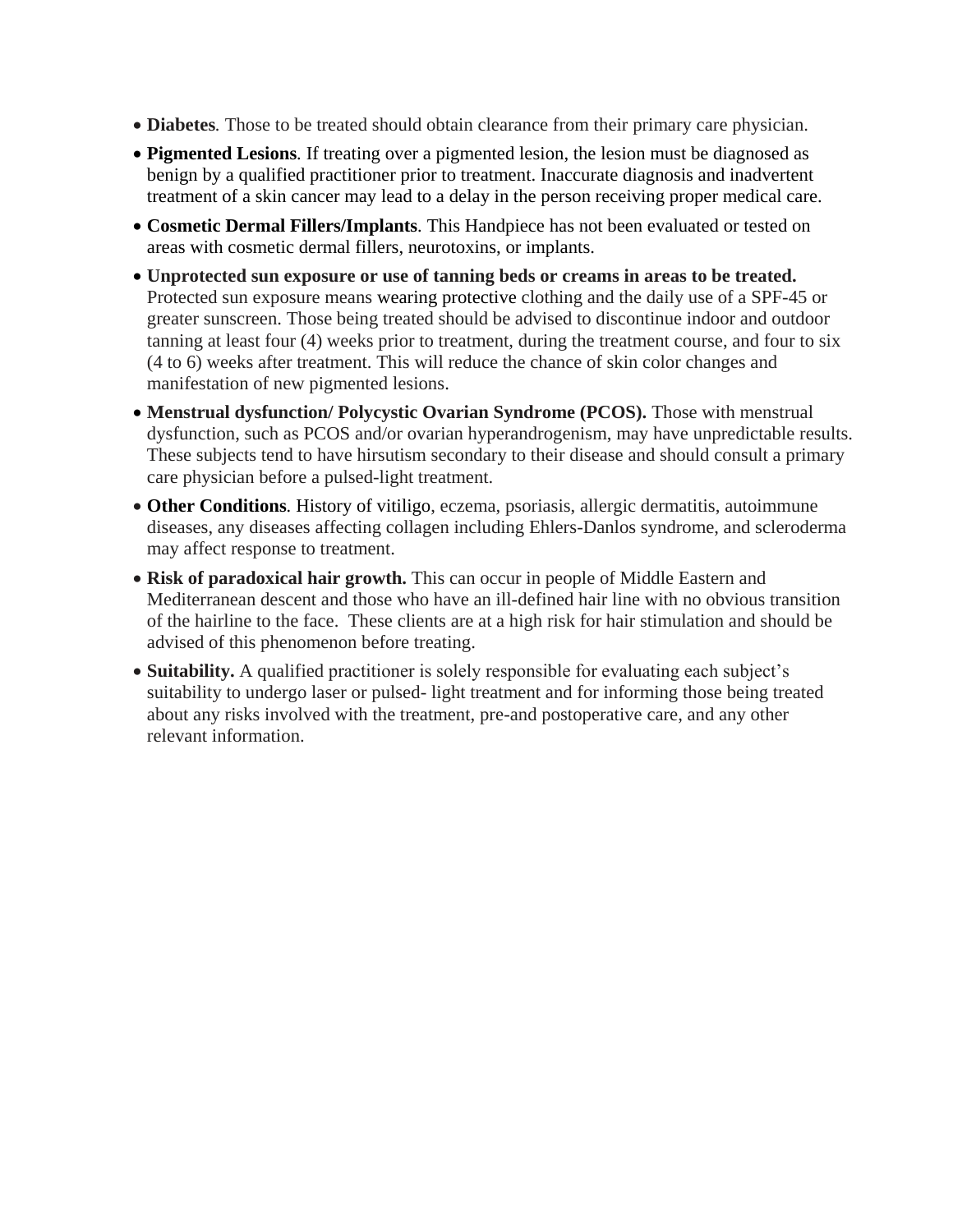- **Diabetes**. Those to be treated should obtain clearance from their primary care physician.
- **Pigmented Lesions**. If treating over a pigmented lesion, the lesion must be diagnosed as benign by a qualified practitioner prior to treatment. Inaccurate diagnosis and inadvertent treatment of a skin cancer may lead to a delay in the person receiving proper medical care.
- **Cosmetic Dermal Fillers/Implants**. This Handpiece has not been evaluated or tested on areas with cosmetic dermal fillers, neurotoxins, or implants.
- **Unprotected sun exposure or use of tanning beds or creams in areas to be treated.** Protected sun exposure means wearing protective clothing and the daily use of a SPF-45 or greater sunscreen. Those being treated should be advised to discontinue indoor and outdoor tanning at least four (4) weeks prior to treatment, during the treatment course, and four to six (4 to 6) weeks after treatment. This will reduce the chance of skin color changes and manifestation of new pigmented lesions.
- **Menstrual dysfunction/ Polycystic Ovarian Syndrome (PCOS).** Those with menstrual dysfunction, such as PCOS and/or ovarian hyperandrogenism, may have unpredictable results. These subjects tend to have hirsutism secondary to their disease and should consult a primary care physician before a pulsed-light treatment.
- **Other Conditions**. History of vitiligo, eczema, psoriasis, allergic dermatitis, autoimmune diseases, any diseases affecting collagen including Ehlers-Danlos syndrome, and scleroderma may affect response to treatment.
- **Risk of paradoxical hair growth.** This can occur in people of Middle Eastern and Mediterranean descent and those who have an ill-defined hair line with no obvious transition of the hairline to the face. These clients are at a high risk for hair stimulation and should be advised of this phenomenon before treating.
- **Suitability.** A qualified practitioner is solely responsible for evaluating each subject's suitability to undergo laser or pulsed- light treatment and for informing those being treated about any risks involved with the treatment, pre-and postoperative care, and any other relevant information.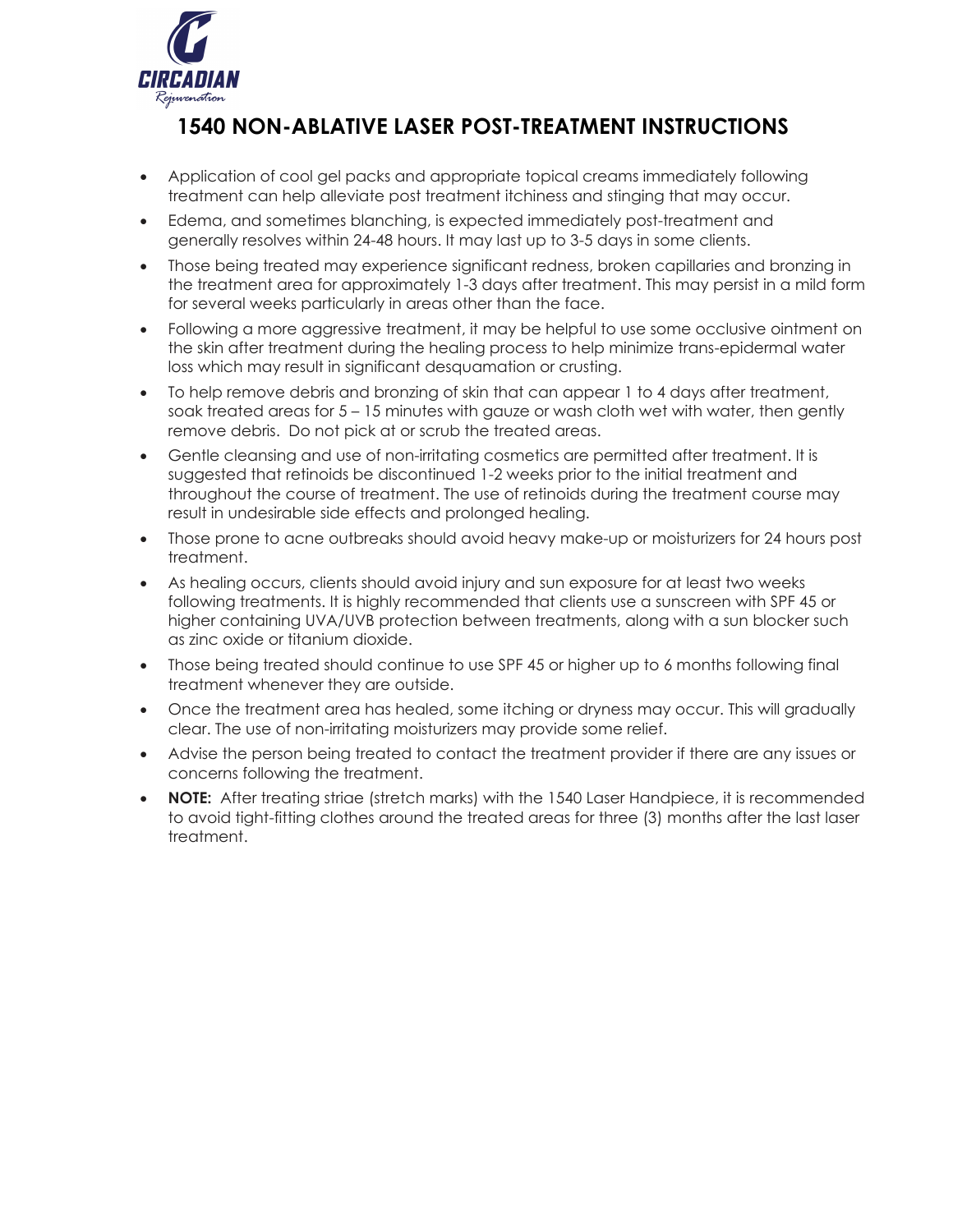# 1540 NON-ABLATIVE LASER POST-TREATMENT INSTRUCTIONS

- Application of cool gel packs and appropriate topical creams immediately following treatment can help alleviate post treatment itchiness and stinging that may occur.
- Edema, and sometimes blanching, is expected immediately post-treatment and generally resolves within 24-48 hours. It may last up to 3-5 days in some clients.
- Those being treated may experience significant redness, broken capillaries and bronzing in the treatment area for approximately 1-3 days after treatment. This may persist in a mild form for several weeks particularly in areas other than the face.
- Following a more aggressive treatment, it may be helpful to use some occlusive ointment on the skin after treatment during the healing process to help minimize trans-epidermal water loss which may result in significant desquamation or crusting.
- To help remove debris and bronzing of skin that can appear 1 to 4 days after treatment, soak treated areas for 5 – 15 minutes with gauze or wash cloth wet with water, then gently remove debris. Do not pick at or scrub the treated areas.
- Gentle cleansing and use of non-irritating cosmetics are permitted after treatment. It is suggested that retinoids be discontinued 1-2 weeks prior to the initial treatment and throughout the course of treatment. The use of retinoids during the treatment course may result in undesirable side effects and prolonged healing.
- Those prone to acne outbreaks should avoid heavy make-up or moisturizers for 24 hours post treatment.
- As healing occurs, clients should avoid injury and sun exposure for at least two weeks following treatments. It is highly recommended that clients use a sunscreen with SPF 45 or higher containing UVA/UVB protection between treatments, along with a sun blocker such as zinc oxide or titanium dioxide.
- Those being treated should continue to use SPF 45 or higher up to 6 months following final treatment whenever they are outside.
- Once the treatment area has healed, some itching or dryness may occur. This will gradually clear. The use of non-irritating moisturizers may provide some relief.
- Advise the person being treated to contact the treatment provider if there are any issues or concerns following the treatment.
- **NOTE:** After treating striae (stretch marks) with the 1540 Laser Handpiece, it is recommended to avoid tight-fitting clothes around the treated areas for three (3) months after the last laser treatment.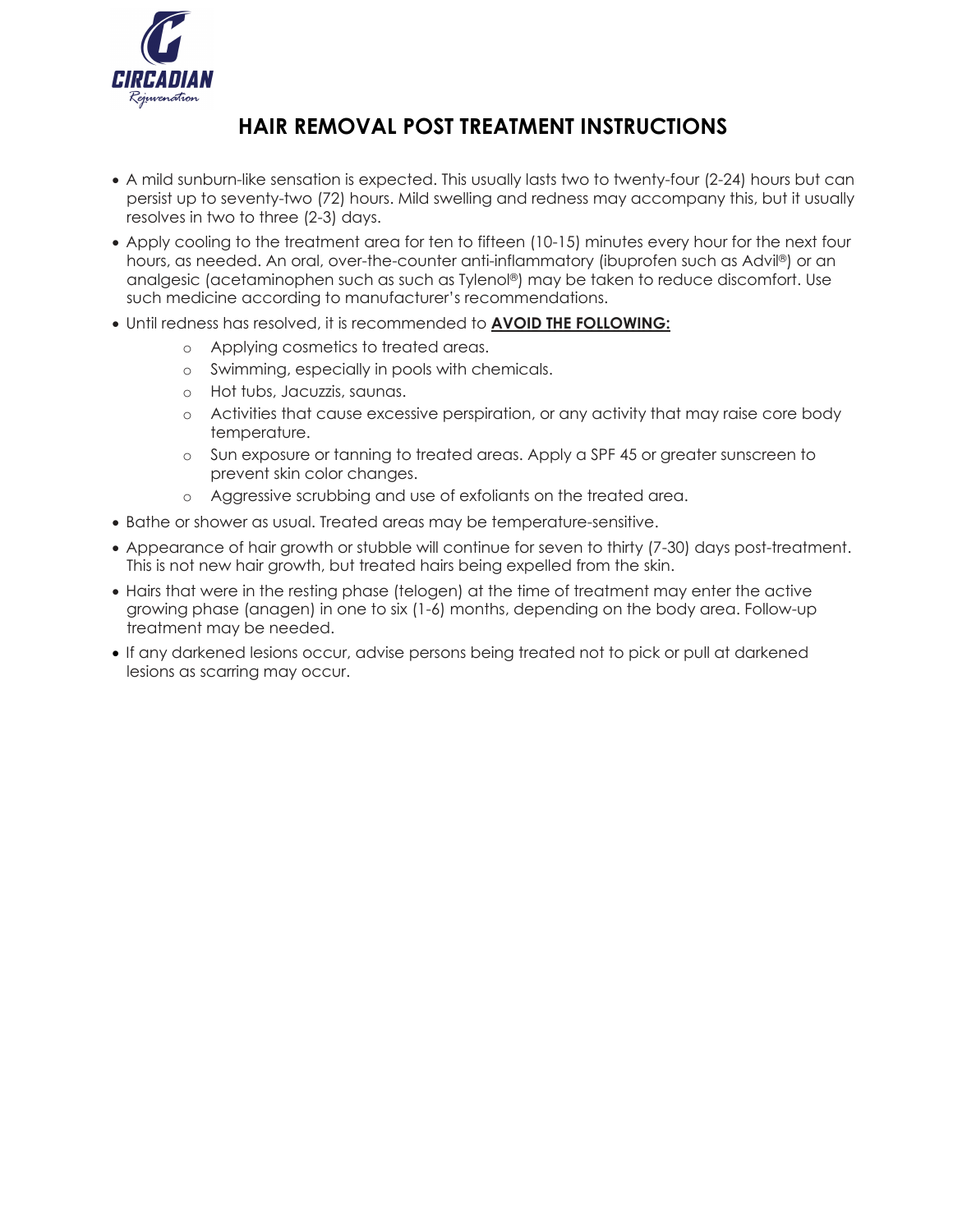# HAIR REMOVAL POST TREATMENT INSTRUCTIONS

- A mild sunburn-like sensation is expected. This usually lasts two to twenty-four (2-24) hours but can persist up to seventy-two (72) hours. Mild swelling and redness may accompany this, but it usually resolves in two to three (2-3) days.
- Apply cooling to the treatment area for ten to fifteen (10-15) minutes every hour for the next four hours, as needed. An oral, over-the-counter anti-inflammatory (ibuprofen such as Advil®) or an analgesic (acetaminophen such as such as Tylenol®) may be taken to reduce discomfort. Use such medicine according to manufacturer's recommendations.
- Until redness has resolved, it is recommended to **AVOID THE FOLLOWING:**
    - Applying cosmetics to treated areas.
    - Swimming, especially in pools with chemicals.
    - Hot tubs, Jacuzzis, saunas.
    - Activities that cause excessive perspiration, or any activity that may raise core body temperature.
    - Sun exposure or tanning to treated areas. Apply a SPF 45 or greater sunscreen to prevent skin color changes.
    - Aggressive scrubbing and use of exfoliants on the treated area.
- Bathe or shower as usual. Treated areas may be temperature-sensitive.
- Appearance of hair growth or stubble will continue for seven to thirty (7-30) days post-treatment. This is not new hair growth, but treated hairs being expelled from the skin.
- Hairs that were in the resting phase (telogen) at the time of treatment may enter the active growing phase (anagen) in one to six (1-6) months, depending on the body area. Follow-up treatment may be needed.
- If any darkened lesions occur, advise persons being treated not to pick or pull at darkened lesions as scarring may occur.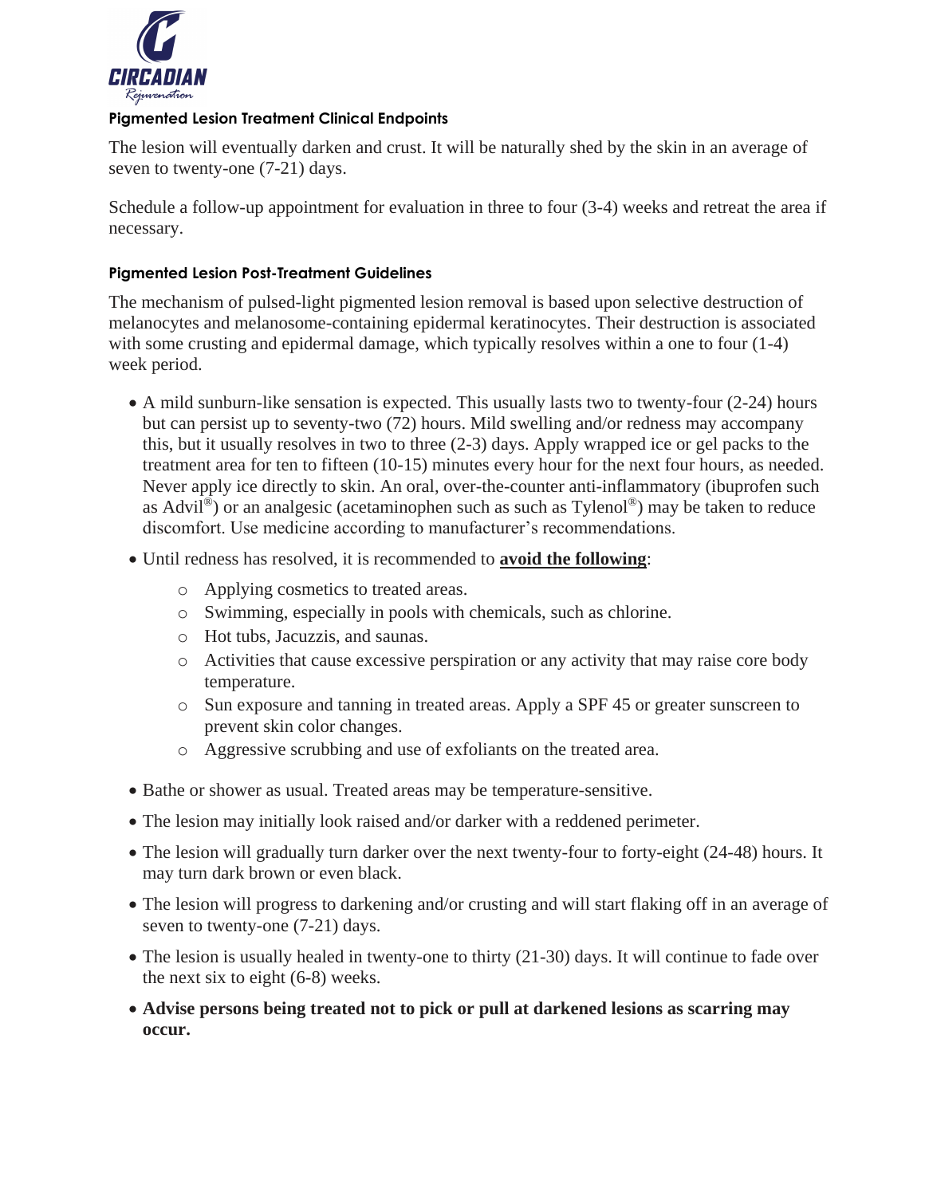### Pigmented Lesion Treatment Clinical Endpoints

The lesion will eventually darken and crust. It will be naturally shed by the skin in an average of seven to twenty-one (7-21) days.

Schedule a follow-up appointment for evaluation in three to four (3-4) weeks and retreat the area if necessary.

### Pigmented Lesion Post-Treatment Guidelines

The mechanism of pulsed-light pigmented lesion removal is based upon selective destruction of melanocytes and melanosome-containing epidermal keratinocytes. Their destruction is associated with some crusting and epidermal damage, which typically resolves within a one to four (1-4) week period.

- A mild sunburn-like sensation is expected. This usually lasts two to twenty-four (2-24) hours but can persist up to seventy-two (72) hours. Mild swelling and/or redness may accompany this, but it usually resolves in two to three (2-3) days. Apply wrapped ice or gel packs to the treatment area for ten to fifteen (10-15) minutes every hour for the next four hours, as needed. Never apply ice directly to skin. An oral, over-the-counter anti-inflammatory (ibuprofen such as Advil®) or an analgesic (acetaminophen such as such as Tylenol®) may be taken to reduce discomfort. Use medicine according to manufacturer's recommendations.
- Until redness has resolved, it is recommended to **avoid the following**:
  - Applying cosmetics to treated areas.
  - Swimming, especially in pools with chemicals, such as chlorine.
  - Hot tubs, Jacuzzis, and saunas.
  - Activities that cause excessive perspiration or any activity that may raise core body temperature.
  - Sun exposure and tanning in treated areas. Apply a SPF 45 or greater sunscreen to prevent skin color changes.
  - Aggressive scrubbing and use of exfoliants on the treated area.
- Bathe or shower as usual. Treated areas may be temperature-sensitive.
- The lesion may initially look raised and/or darker with a reddened perimeter.
- The lesion will gradually turn darker over the next twenty-four to forty-eight (24-48) hours. It may turn dark brown or even black.
- The lesion will progress to darkening and/or crusting and will start flaking off in an average of seven to twenty-one (7-21) days.
- The lesion is usually healed in twenty-one to thirty (21-30) days. It will continue to fade over the next six to eight (6-8) weeks.
- **Advise persons being treated not to pick or pull at darkened lesions as scarring may occur.**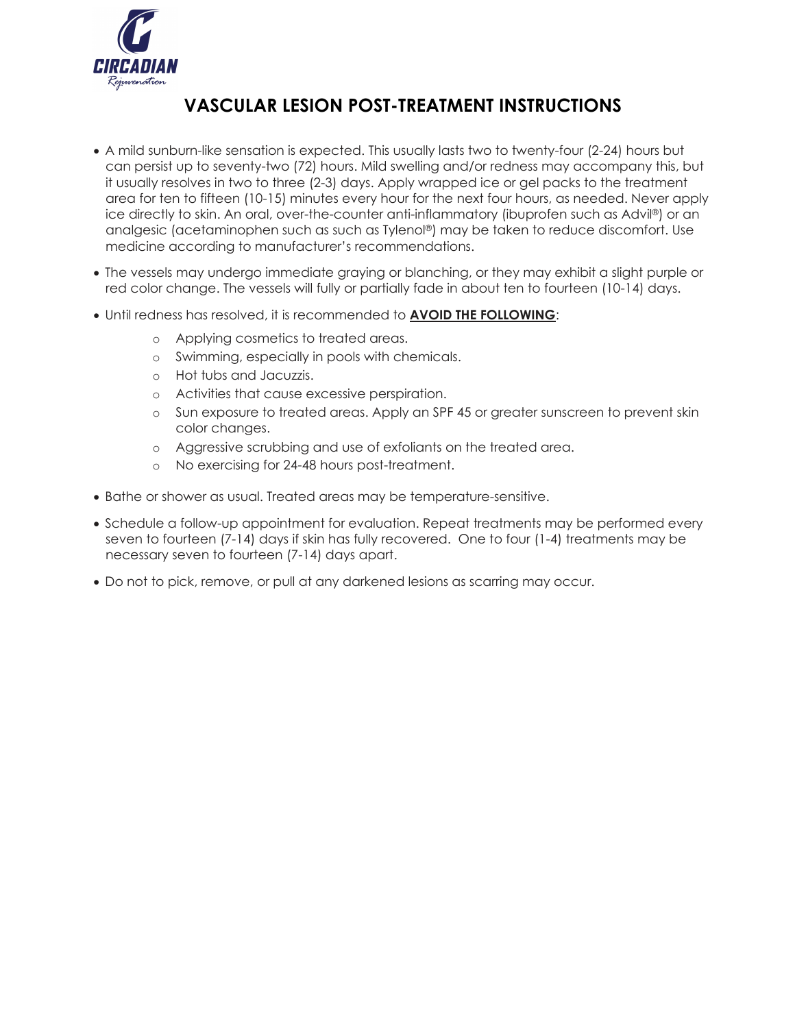# VASCULAR LESION POST-TREATMENT INSTRUCTIONS

- A mild sunburn-like sensation is expected. This usually lasts two to twenty-four (2-24) hours but can persist up to seventy-two (72) hours. Mild swelling and/or redness may accompany this, but it usually resolves in two to three (2-3) days. Apply wrapped ice or gel packs to the treatment area for ten to fifteen (10-15) minutes every hour for the next four hours, as needed. Never apply ice directly to skin. An oral, over-the-counter anti-inflammatory (ibuprofen such as Advil®) or an analgesic (acetaminophen such as such as Tylenol®) may be taken to reduce discomfort. Use medicine according to manufacturer's recommendations.
- The vessels may undergo immediate graying or blanching, or they may exhibit a slight purple or red color change. The vessels will fully or partially fade in about ten to fourteen (10-14) days.
- Until redness has resolved, it is recommended to **AVOID THE FOLLOWING**:
  - Applying cosmetics to treated areas.
  - Swimming, especially in pools with chemicals.
  - Hot tubs and Jacuzzis.
  - Activities that cause excessive perspiration.
  - Sun exposure to treated areas. Apply an SPF 45 or greater sunscreen to prevent skin color changes.
  - Aggressive scrubbing and use of exfoliants on the treated area.
  - No exercising for 24-48 hours post-treatment.
- Bathe or shower as usual. Treated areas may be temperature-sensitive.
- Schedule a follow-up appointment for evaluation. Repeat treatments may be performed every seven to fourteen (7-14) days if skin has fully recovered. One to four (1-4) treatments may be necessary seven to fourteen (7-14) days apart.
- Do not to pick, remove, or pull at any darkened lesions as scarring may occur.